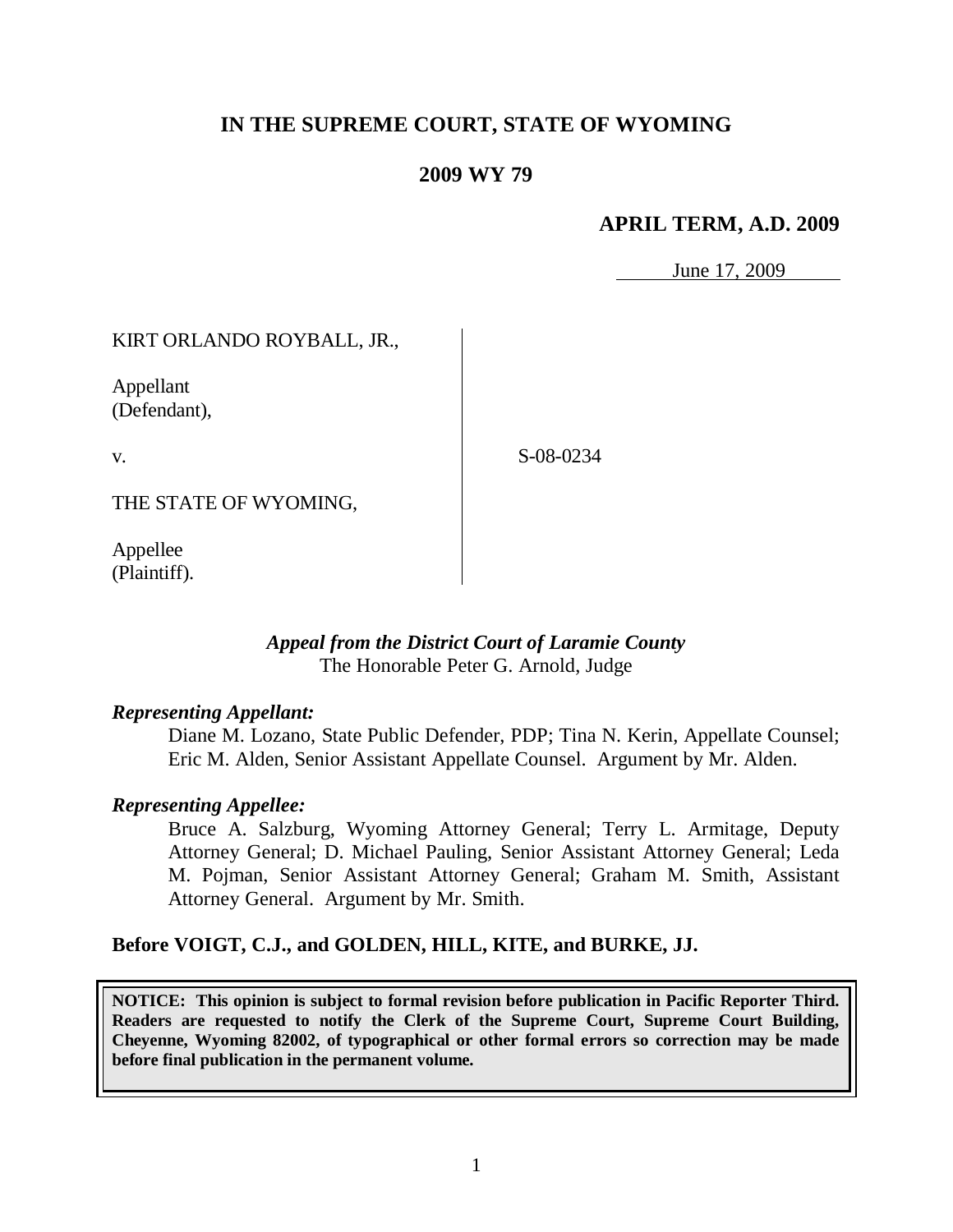# IN THE SUPREME COURT, STATE OF WYOMING

## 2009 WY 79

### APRIL TERM, A.D. 2009

June 17, 2009

KIRT ORLANDO ROYBALL, JR.,

Appellant
(Defendant),

v.

THE STATE OF WYOMING,

Appellee
(Plaintiff).

S-08-0234

***Appeal from the District Court of Laramie County***
The Honorable Peter G. Arnold, Judge

***Representing Appellant:***

Diane M. Lozano, State Public Defender, PDP; Tina N. Kerin, Appellate Counsel; Eric M. Alden, Senior Assistant Appellate Counsel. Argument by Mr. Alden.

***Representing Appellee:***

Bruce A. Salzburg, Wyoming Attorney General; Terry L. Armitage, Deputy Attorney General; D. Michael Pauling, Senior Assistant Attorney General; Leda M. Pojman, Senior Assistant Attorney General; Graham M. Smith, Assistant Attorney General. Argument by Mr. Smith.

**Before VOIGT, C.J., and GOLDEN, HILL, KITE, and BURKE, JJ.**

**NOTICE: This opinion is subject to formal revision before publication in Pacific Reporter Third. Readers are requested to notify the Clerk of the Supreme Court, Supreme Court Building, Cheyenne, Wyoming 82002, of typographical or other formal errors so correction may be made before final publication in the permanent volume.**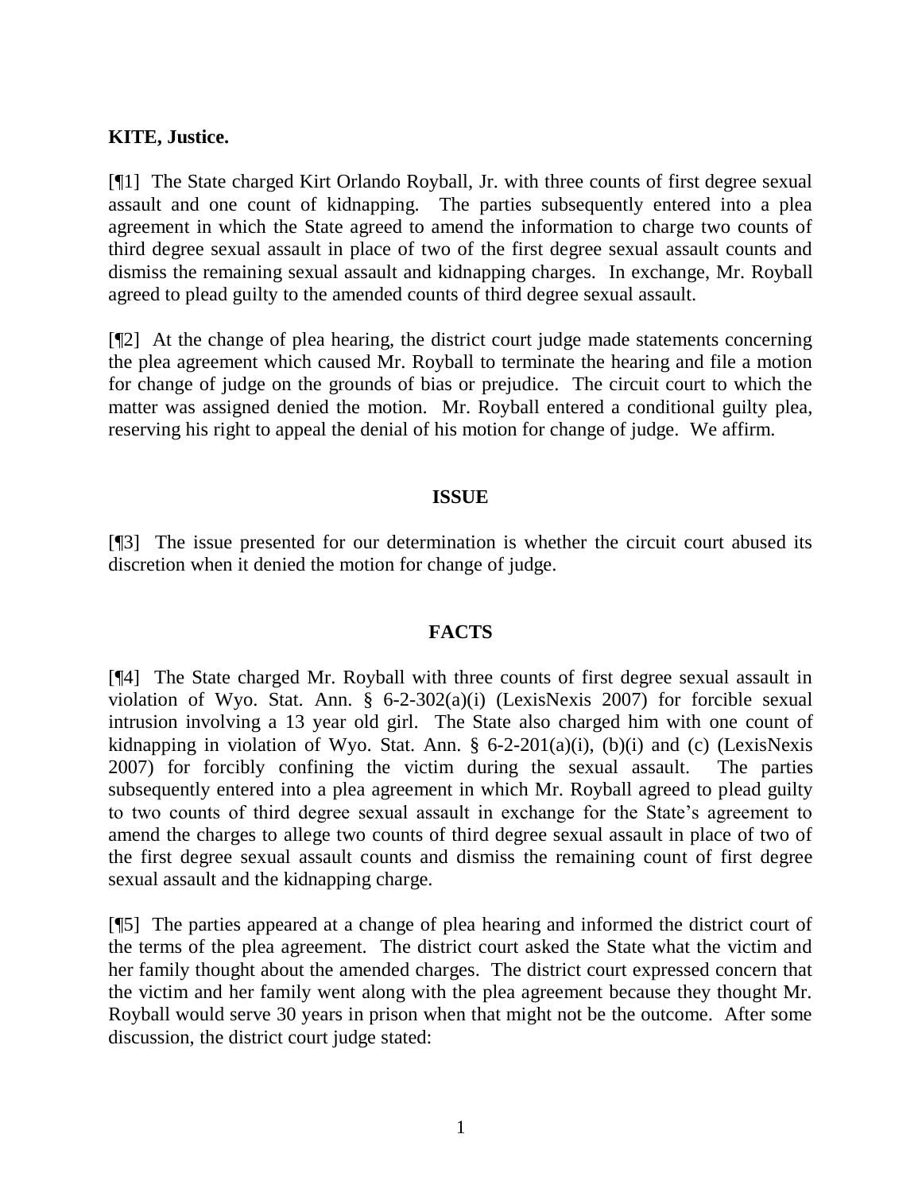**KITE, Justice.**

[¶1] The State charged Kirt Orlando Royball, Jr. with three counts of first degree sexual assault and one count of kidnapping. The parties subsequently entered into a plea agreement in which the State agreed to amend the information to charge two counts of third degree sexual assault in place of two of the first degree sexual assault counts and dismiss the remaining sexual assault and kidnapping charges. In exchange, Mr. Royball agreed to plead guilty to the amended counts of third degree sexual assault.

[¶2] At the change of plea hearing, the district court judge made statements concerning the plea agreement which caused Mr. Royball to terminate the hearing and file a motion for change of judge on the grounds of bias or prejudice. The circuit court to which the matter was assigned denied the motion. Mr. Royball entered a conditional guilty plea, reserving his right to appeal the denial of his motion for change of judge. We affirm.

## ISSUE

[¶3] The issue presented for our determination is whether the circuit court abused its discretion when it denied the motion for change of judge.

## FACTS

[¶4] The State charged Mr. Royball with three counts of first degree sexual assault in violation of Wyo. Stat. Ann. § 6-2-302(a)(i) (LexisNexis 2007) for forcible sexual intrusion involving a 13 year old girl. The State also charged him with one count of kidnapping in violation of Wyo. Stat. Ann. § 6-2-201(a)(i), (b)(i) and (c) (LexisNexis 2007) for forcibly confining the victim during the sexual assault. The parties subsequently entered into a plea agreement in which Mr. Royball agreed to plead guilty to two counts of third degree sexual assault in exchange for the State's agreement to amend the charges to allege two counts of third degree sexual assault in place of two of the first degree sexual assault counts and dismiss the remaining count of first degree sexual assault and the kidnapping charge.

[¶5] The parties appeared at a change of plea hearing and informed the district court of the terms of the plea agreement. The district court asked the State what the victim and her family thought about the amended charges. The district court expressed concern that the victim and her family went along with the plea agreement because they thought Mr. Royball would serve 30 years in prison when that might not be the outcome. After some discussion, the district court judge stated: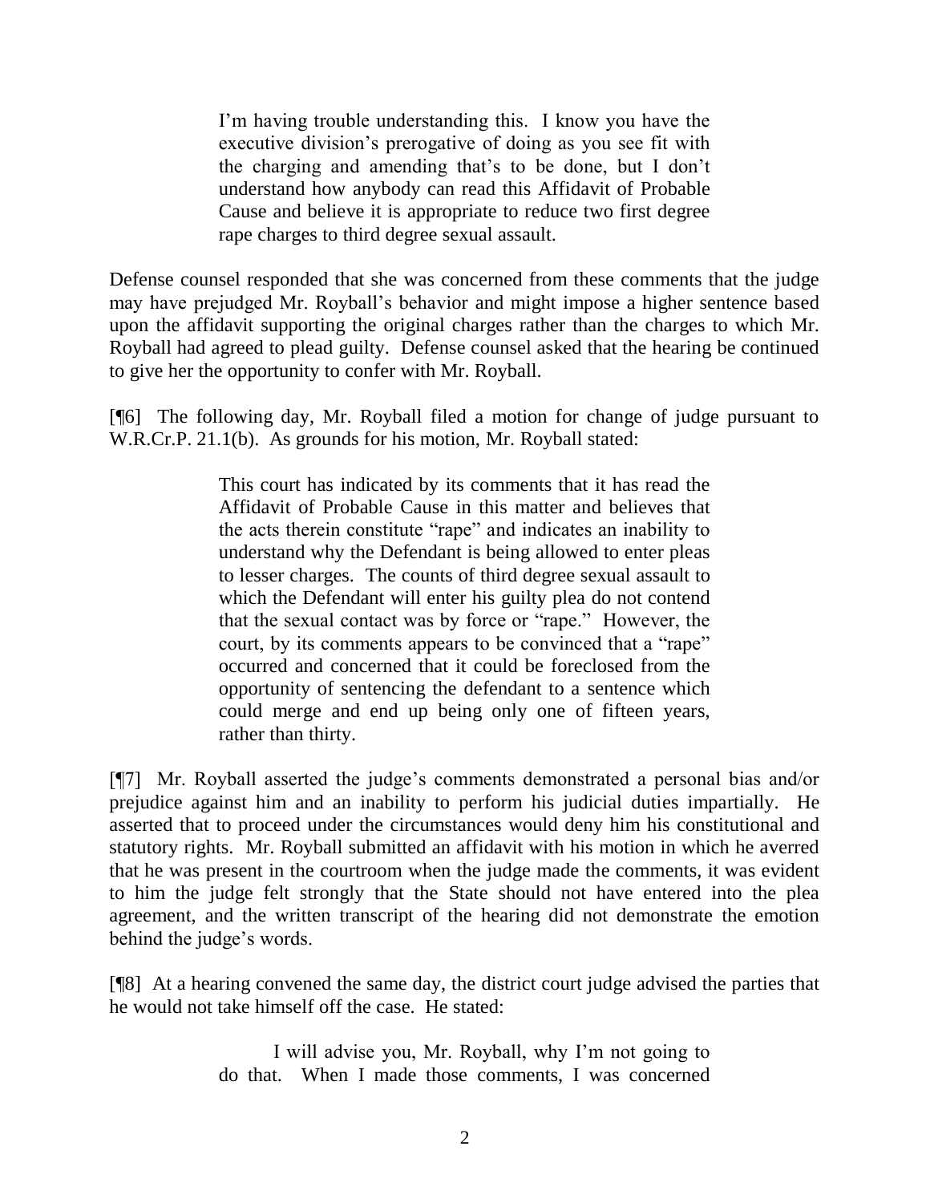> I'm having trouble understanding this. I know you have the executive division's prerogative of doing as you see fit with the charging and amending that's to be done, but I don't understand how anybody can read this Affidavit of Probable Cause and believe it is appropriate to reduce two first degree rape charges to third degree sexual assault.

Defense counsel responded that she was concerned from these comments that the judge may have prejudged Mr. Royball's behavior and might impose a higher sentence based upon the affidavit supporting the original charges rather than the charges to which Mr. Royball had agreed to plead guilty. Defense counsel asked that the hearing be continued to give her the opportunity to confer with Mr. Royball.

[¶6] The following day, Mr. Royball filed a motion for change of judge pursuant to W.R.Cr.P. 21.1(b). As grounds for his motion, Mr. Royball stated:

> This court has indicated by its comments that it has read the Affidavit of Probable Cause in this matter and believes that the acts therein constitute "rape" and indicates an inability to understand why the Defendant is being allowed to enter pleas to lesser charges. The counts of third degree sexual assault to which the Defendant will enter his guilty plea do not contend that the sexual contact was by force or "rape." However, the court, by its comments appears to be convinced that a "rape" occurred and concerned that it could be foreclosed from the opportunity of sentencing the defendant to a sentence which could merge and end up being only one of fifteen years, rather than thirty.

[¶7] Mr. Royball asserted the judge's comments demonstrated a personal bias and/or prejudice against him and an inability to perform his judicial duties impartially. He asserted that to proceed under the circumstances would deny him his constitutional and statutory rights. Mr. Royball submitted an affidavit with his motion in which he averred that he was present in the courtroom when the judge made the comments, it was evident to him the judge felt strongly that the State should not have entered into the plea agreement, and the written transcript of the hearing did not demonstrate the emotion behind the judge's words.

[¶8] At a hearing convened the same day, the district court judge advised the parties that he would not take himself off the case. He stated:

> I will advise you, Mr. Royball, why I'm not going to do that. When I made those comments, I was concerned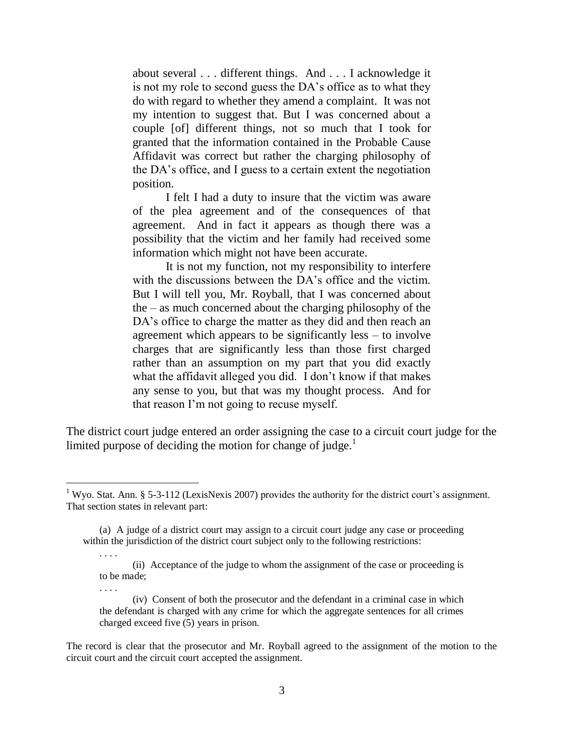> about several . . . different things. And . . . I acknowledge it is not my role to second guess the DA's office as to what they do with regard to whether they amend a complaint. It was not my intention to suggest that. But I was concerned about a couple [of] different things, not so much that I took for granted that the information contained in the Probable Cause Affidavit was correct but rather the charging philosophy of the DA's office, and I guess to a certain extent the negotiation position.
>
> I felt I had a duty to insure that the victim was aware of the plea agreement and of the consequences of that agreement. And in fact it appears as though there was a possibility that the victim and her family had received some information which might not have been accurate.
>
> It is not my function, not my responsibility to interfere with the discussions between the DA's office and the victim. But I will tell you, Mr. Royball, that I was concerned about the – as much concerned about the charging philosophy of the DA's office to charge the matter as they did and then reach an agreement which appears to be significantly less – to involve charges that are significantly less than those first charged rather than an assumption on my part that you did exactly what the affidavit alleged you did. I don't know if that makes any sense to you, but that was my thought process. And for that reason I'm not going to recuse myself.

The district court judge entered an order assigning the case to a circuit court judge for the limited purpose of deciding the motion for change of judge.[1]

---

[1] Wyo. Stat. Ann. § 5-3-112 (LexisNexis 2007) provides the authority for the district court's assignment. That section states in relevant part:

> (a) A judge of a district court may assign to a circuit court judge any case or proceeding within the jurisdiction of the district court subject only to the following restrictions:
>
> . . . .
>
> (ii) Acceptance of the judge to whom the assignment of the case or proceeding is to be made;
>
> . . . .
>
> (iv) Consent of both the prosecutor and the defendant in a criminal case in which the defendant is charged with any crime for which the aggregate sentences for all crimes charged exceed five (5) years in prison.

The record is clear that the prosecutor and Mr. Royball agreed to the assignment of the motion to the circuit court and the circuit court accepted the assignment.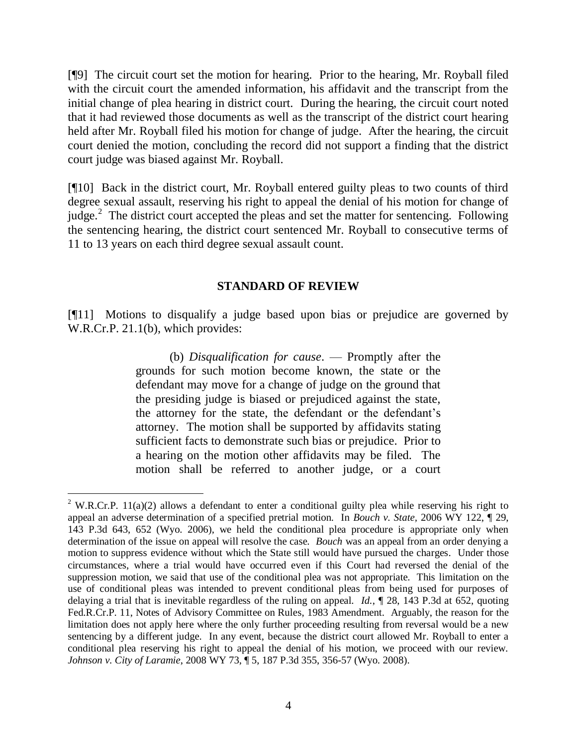[¶9] The circuit court set the motion for hearing. Prior to the hearing, Mr. Royball filed with the circuit court the amended information, his affidavit and the transcript from the initial change of plea hearing in district court. During the hearing, the circuit court noted that it had reviewed those documents as well as the transcript of the district court hearing held after Mr. Royball filed his motion for change of judge. After the hearing, the circuit court denied the motion, concluding the record did not support a finding that the district court judge was biased against Mr. Royball.

[¶10] Back in the district court, Mr. Royball entered guilty pleas to two counts of third degree sexual assault, reserving his right to appeal the denial of his motion for change of judge.[2] The district court accepted the pleas and set the matter for sentencing. Following the sentencing hearing, the district court sentenced Mr. Royball to consecutive terms of 11 to 13 years on each third degree sexual assault count.

## STANDARD OF REVIEW

[¶11] Motions to disqualify a judge based upon bias or prejudice are governed by W.R.Cr.P. 21.1(b), which provides:

> (b) *Disqualification for cause*. — Promptly after the grounds for such motion become known, the state or the defendant may move for a change of judge on the ground that the presiding judge is biased or prejudiced against the state, the attorney for the state, the defendant or the defendant's attorney. The motion shall be supported by affidavits stating sufficient facts to demonstrate such bias or prejudice. Prior to a hearing on the motion other affidavits may be filed. The motion shall be referred to another judge, or a court

---

[2] W.R.Cr.P. 11(a)(2) allows a defendant to enter a conditional guilty plea while reserving his right to appeal an adverse determination of a specified pretrial motion. In *Bouch v. State*, 2006 WY 122, ¶ 29, 143 P.3d 643, 652 (Wyo. 2006), we held the conditional plea procedure is appropriate only when determination of the issue on appeal will resolve the case. *Bouch* was an appeal from an order denying a motion to suppress evidence without which the State still would have pursued the charges. Under those circumstances, where a trial would have occurred even if this Court had reversed the denial of the suppression motion, we said that use of the conditional plea was not appropriate. This limitation on the use of conditional pleas was intended to prevent conditional pleas from being used for purposes of delaying a trial that is inevitable regardless of the ruling on appeal. *Id.*, ¶ 28, 143 P.3d at 652, quoting Fed.R.Cr.P. 11, Notes of Advisory Committee on Rules, 1983 Amendment. Arguably, the reason for the limitation does not apply here where the only further proceeding resulting from reversal would be a new sentencing by a different judge. In any event, because the district court allowed Mr. Royball to enter a conditional plea reserving his right to appeal the denial of his motion, we proceed with our review. *Johnson v. City of Laramie*, 2008 WY 73, ¶ 5, 187 P.3d 355, 356-57 (Wyo. 2008).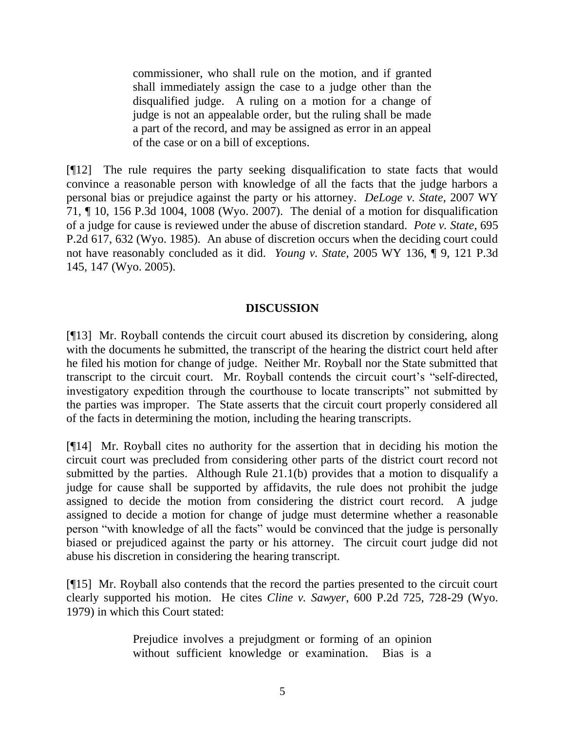> commissioner, who shall rule on the motion, and if granted shall immediately assign the case to a judge other than the disqualified judge. A ruling on a motion for a change of judge is not an appealable order, but the ruling shall be made a part of the record, and may be assigned as error in an appeal of the case or on a bill of exceptions.

[¶12] The rule requires the party seeking disqualification to state facts that would convince a reasonable person with knowledge of all the facts that the judge harbors a personal bias or prejudice against the party or his attorney. *DeLoge v. State*, 2007 WY 71, ¶ 10, 156 P.3d 1004, 1008 (Wyo. 2007). The denial of a motion for disqualification of a judge for cause is reviewed under the abuse of discretion standard. *Pote v. State*, 695 P.2d 617, 632 (Wyo. 1985). An abuse of discretion occurs when the deciding court could not have reasonably concluded as it did. *Young v. State*, 2005 WY 136, ¶ 9, 121 P.3d 145, 147 (Wyo. 2005).

## DISCUSSION

[¶13] Mr. Royball contends the circuit court abused its discretion by considering, along with the documents he submitted, the transcript of the hearing the district court held after he filed his motion for change of judge. Neither Mr. Royball nor the State submitted that transcript to the circuit court. Mr. Royball contends the circuit court's "self-directed, investigatory expedition through the courthouse to locate transcripts" not submitted by the parties was improper. The State asserts that the circuit court properly considered all of the facts in determining the motion, including the hearing transcripts.

[¶14] Mr. Royball cites no authority for the assertion that in deciding his motion the circuit court was precluded from considering other parts of the district court record not submitted by the parties. Although Rule 21.1(b) provides that a motion to disqualify a judge for cause shall be supported by affidavits, the rule does not prohibit the judge assigned to decide the motion from considering the district court record. A judge assigned to decide a motion for change of judge must determine whether a reasonable person "with knowledge of all the facts" would be convinced that the judge is personally biased or prejudiced against the party or his attorney. The circuit court judge did not abuse his discretion in considering the hearing transcript.

[¶15] Mr. Royball also contends that the record the parties presented to the circuit court clearly supported his motion. He cites *Cline v. Sawyer*, 600 P.2d 725, 728-29 (Wyo. 1979) in which this Court stated:

> Prejudice involves a prejudgment or forming of an opinion without sufficient knowledge or examination. Bias is a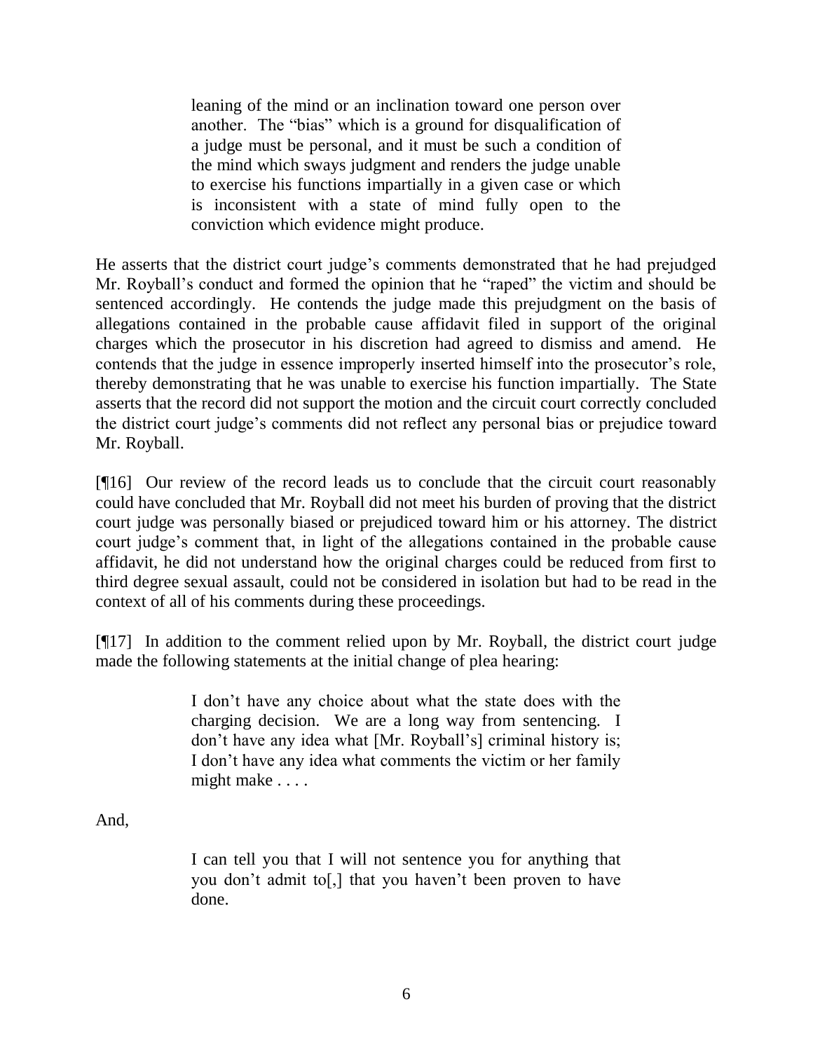> leaning of the mind or an inclination toward one person over another. The "bias" which is a ground for disqualification of a judge must be personal, and it must be such a condition of the mind which sways judgment and renders the judge unable to exercise his functions impartially in a given case or which is inconsistent with a state of mind fully open to the conviction which evidence might produce.

He asserts that the district court judge's comments demonstrated that he had prejudged Mr. Royball's conduct and formed the opinion that he "raped" the victim and should be sentenced accordingly. He contends the judge made this prejudgment on the basis of allegations contained in the probable cause affidavit filed in support of the original charges which the prosecutor in his discretion had agreed to dismiss and amend. He contends that the judge in essence improperly inserted himself into the prosecutor's role, thereby demonstrating that he was unable to exercise his function impartially. The State asserts that the record did not support the motion and the circuit court correctly concluded the district court judge's comments did not reflect any personal bias or prejudice toward Mr. Royball.

[¶16] Our review of the record leads us to conclude that the circuit court reasonably could have concluded that Mr. Royball did not meet his burden of proving that the district court judge was personally biased or prejudiced toward him or his attorney. The district court judge's comment that, in light of the allegations contained in the probable cause affidavit, he did not understand how the original charges could be reduced from first to third degree sexual assault, could not be considered in isolation but had to be read in the context of all of his comments during these proceedings.

[¶17] In addition to the comment relied upon by Mr. Royball, the district court judge made the following statements at the initial change of plea hearing:

> I don't have any choice about what the state does with the charging decision. We are a long way from sentencing. I don't have any idea what [Mr. Royball's] criminal history is; I don't have any idea what comments the victim or her family might make . . . .

And,

> I can tell you that I will not sentence you for anything that you don't admit to[,] that you haven't been proven to have done.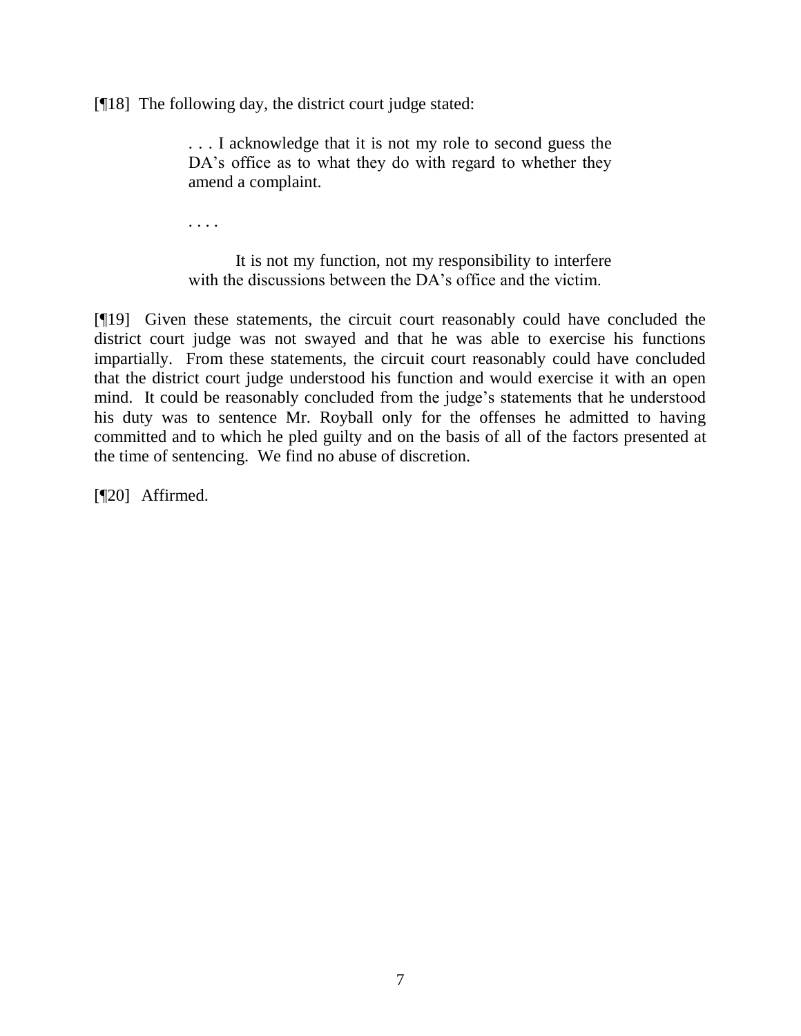[¶18] The following day, the district court judge stated:

> . . . I acknowledge that it is not my role to second guess the DA's office as to what they do with regard to whether they amend a complaint.
>
> . . . .
>
> It is not my function, not my responsibility to interfere with the discussions between the DA's office and the victim.

[¶19] Given these statements, the circuit court reasonably could have concluded the district court judge was not swayed and that he was able to exercise his functions impartially. From these statements, the circuit court reasonably could have concluded that the district court judge understood his function and would exercise it with an open mind. It could be reasonably concluded from the judge's statements that he understood his duty was to sentence Mr. Royball only for the offenses he admitted to having committed and to which he pled guilty and on the basis of all of the factors presented at the time of sentencing. We find no abuse of discretion.

[¶20] Affirmed.